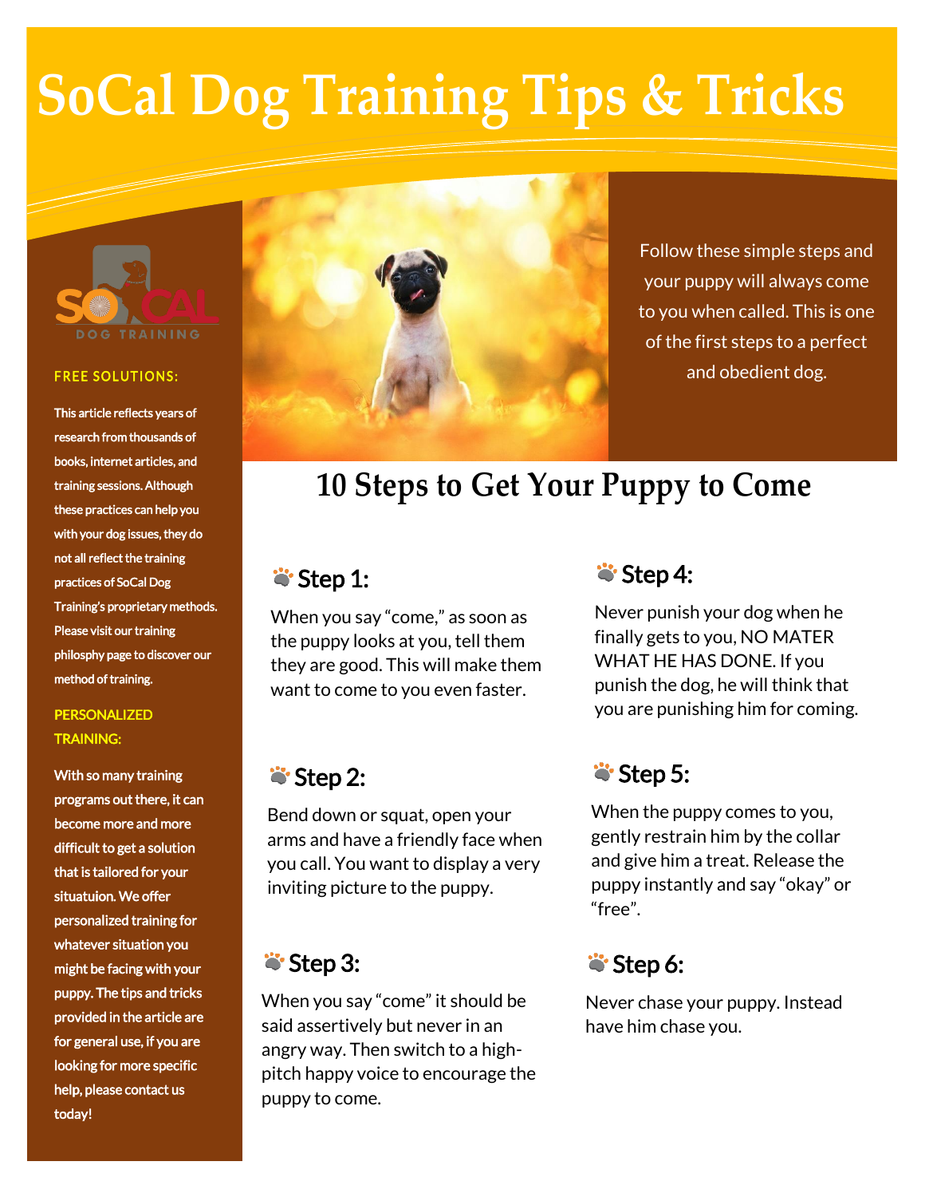# SoCal Dog Training Tips & Tricks

SOCAL DOG TRAINING

**FREE SOLUTIONS:**

This article reflects years of research from thousands of books, internet articles, and training sessions. Although these practices can help you with your dog issues, they do not all reflect the training practices of SoCal Dog Training's proprietary methods. Please visit our training philosphy page to discover our method of training.

**PERSONALIZED TRAINING:**

With so many training programs out there, it can become more and more difficult to get a solution that is tailored for your situatuion. We offer personalized training for whatever situation you might be facing with your puppy. The tips and tricks provided in the article are for general use, if you are looking for more specific help, please contact us today!

Follow these simple steps and your puppy will always come to you when called. This is one of the first steps to a perfect and obedient dog.

## 10 Steps to Get Your Puppy to Come

### Step 1:

When you say "come," as soon as the puppy looks at you, tell them they are good. This will make them want to come to you even faster.

### Step 2:

Bend down or squat, open your arms and have a friendly face when you call. You want to display a very inviting picture to the puppy.

### Step 3:

When you say "come" it should be said assertively but never in an angry way. Then switch to a high-pitch happy voice to encourage the puppy to come.

### Step 4:

Never punish your dog when he finally gets to you, NO MATER WHAT HE HAS DONE. If you punish the dog, he will think that you are punishing him for coming.

### Step 5:

When the puppy comes to you, gently restrain him by the collar and give him a treat. Release the puppy instantly and say "okay" or "free".

### Step 6:

Never chase your puppy. Instead have him chase you.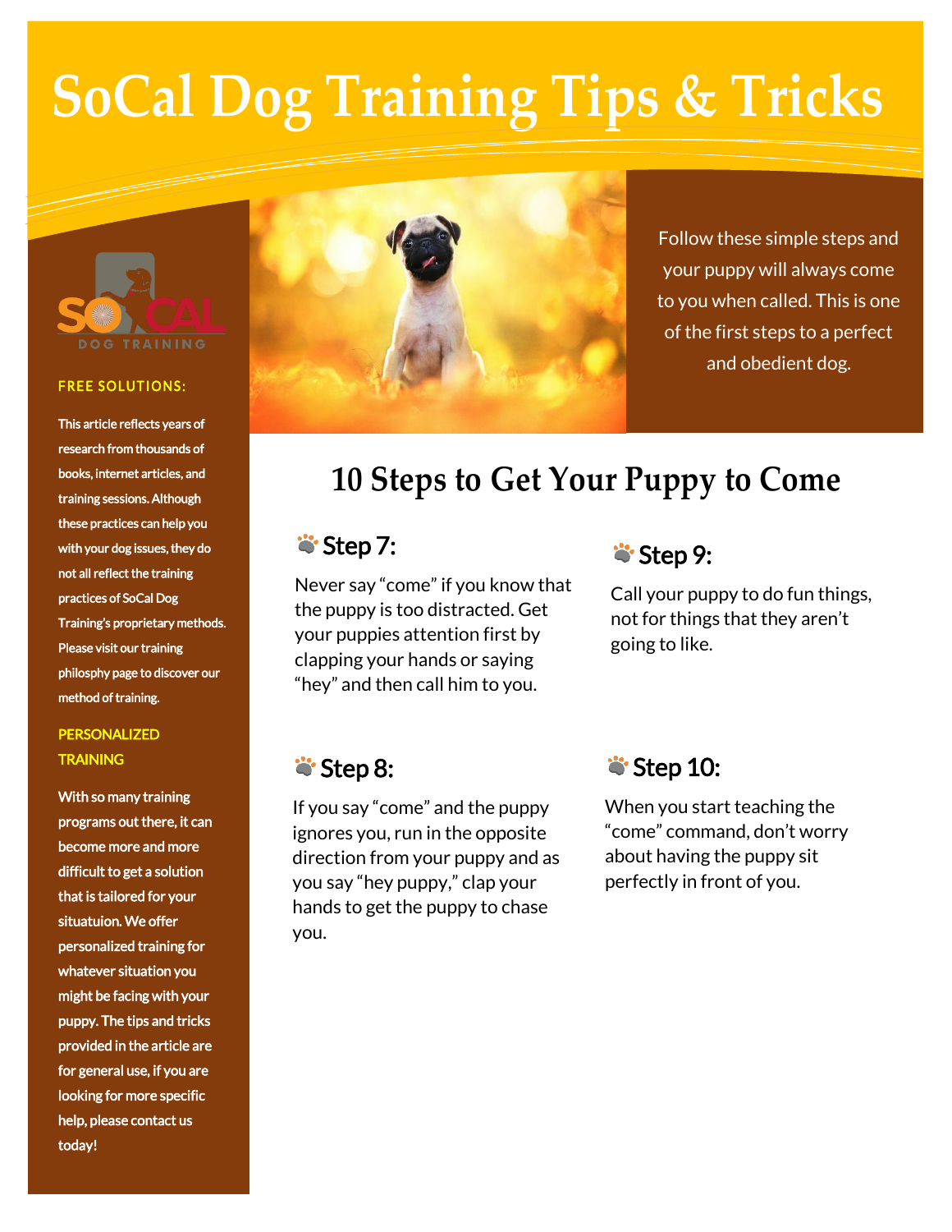# SoCal Dog Training Tips & Tricks

SOCAL DOG TRAINING

**FREE SOLUTIONS:**

This article reflects years of research from thousands of books, internet articles, and training sessions. Although these practices can help you with your dog issues, they do not reflect the training practices of SoCal Dog Training's proprietary methods. Please visit our training philosphy page to discover our method of training.

**PERSONALIZED TRAINING**

With so many training programs out there, it can become more and more difficult to get a solution that is tailored for your situatuion. We offer personalized training for whatever situation you might be facing with your puppy. The tips and tricks provided in the article are for general use, if you are looking for more specific help, please contact us today!

Follow these simple steps and your puppy will always come to you when called. This is one of the first steps to a perfect and obedient dog.

## 10 Steps to Get Your Puppy to Come

### Step 7:

Never say "come" if you know that the puppy is too distracted. Get your puppies attention first by clapping your hands or saying "hey" and then call him to you.

### Step 8:

If you say "come" and the puppy ignores you, run in the opposite direction from your puppy and as you say "hey puppy," clap your hands to get the puppy to chase you.

### Step 9:

Call your puppy to do fun things, not for things that they aren't going to like.

### Step 10:

When you start teaching the "come" command, don't worry about having the puppy sit perfectly in front of you.